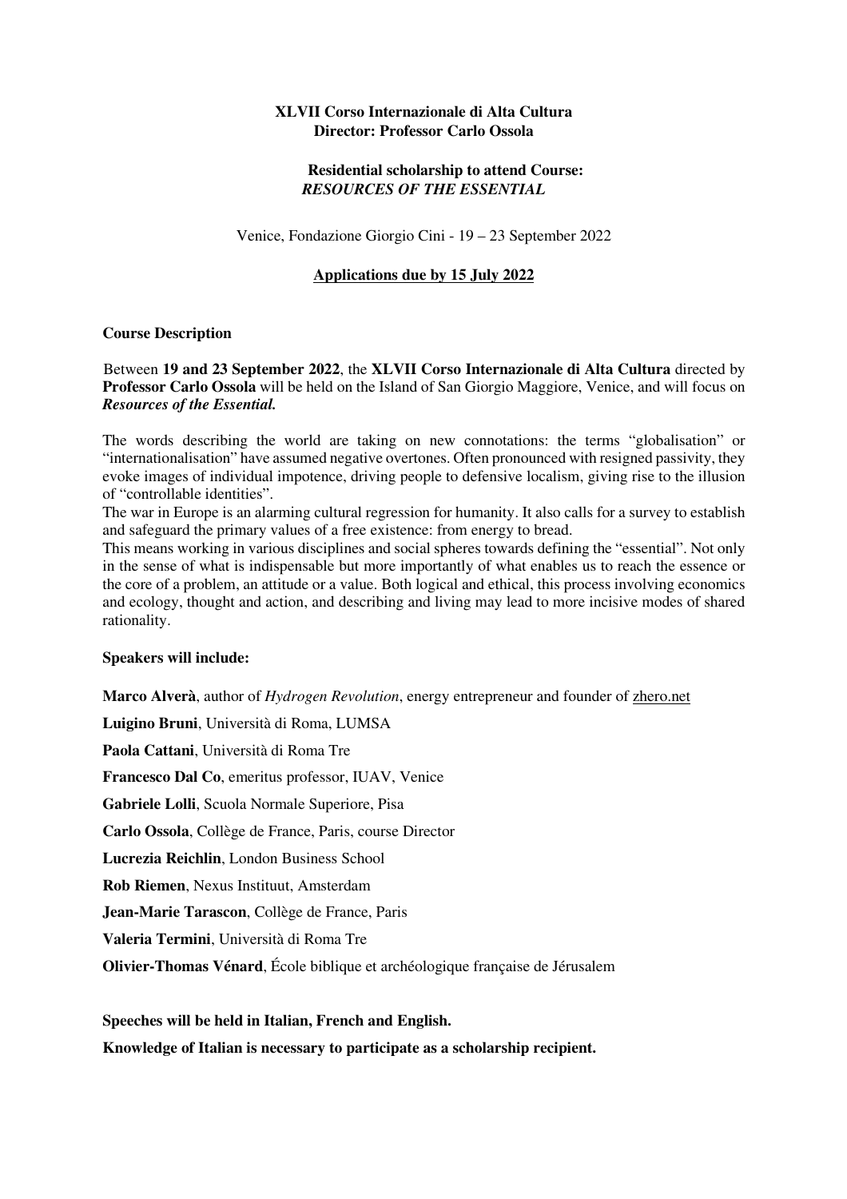**XLVII Corso Internazionale di Alta Cultura**
**Director: Professor Carlo Ossola**

**Residential scholarship to attend Course:**
***RESOURCES OF THE ESSENTIAL***

Venice, Fondazione Giorgio Cini - 19 – 23 September 2022

**Applications due by 15 July 2022**

**Course Description**

Between **19 and 23 September 2022**, the **XLVII Corso Internazionale di Alta Cultura** directed by **Professor Carlo Ossola** will be held on the Island of San Giorgio Maggiore, Venice, and will focus on ***Resources of the Essential.***

The words describing the world are taking on new connotations: the terms "globalisation" or "internationalisation" have assumed negative overtones. Often pronounced with resigned passivity, they evoke images of individual impotence, driving people to defensive localism, giving rise to the illusion of "controllable identities".

The war in Europe is an alarming cultural regression for humanity. It also calls for a survey to establish and safeguard the primary values of a free existence: from energy to bread.

This means working in various disciplines and social spheres towards defining the "essential". Not only in the sense of what is indispensable but more importantly of what enables us to reach the essence or the core of a problem, an attitude or a value. Both logical and ethical, this process involving economics and ecology, thought and action, and describing and living may lead to more incisive modes of shared rationality.

**Speakers will include:**

**Marco Alverà**, author of *Hydrogen Revolution*, energy entrepreneur and founder of zhero.net

**Luigino Bruni**, Università di Roma, LUMSA

**Paola Cattani**, Università di Roma Tre

**Francesco Dal Co**, emeritus professor, IUAV, Venice

**Gabriele Lolli**, Scuola Normale Superiore, Pisa

**Carlo Ossola**, Collège de France, Paris, course Director

**Lucrezia Reichlin**, London Business School

**Rob Riemen**, Nexus Instituut, Amsterdam

**Jean-Marie Tarascon**, Collège de France, Paris

**Valeria Termini**, Università di Roma Tre

**Olivier-Thomas Vénard**, École biblique et archéologique française de Jérusalem

**Speeches will be held in Italian, French and English.**

**Knowledge of Italian is necessary to participate as a scholarship recipient.**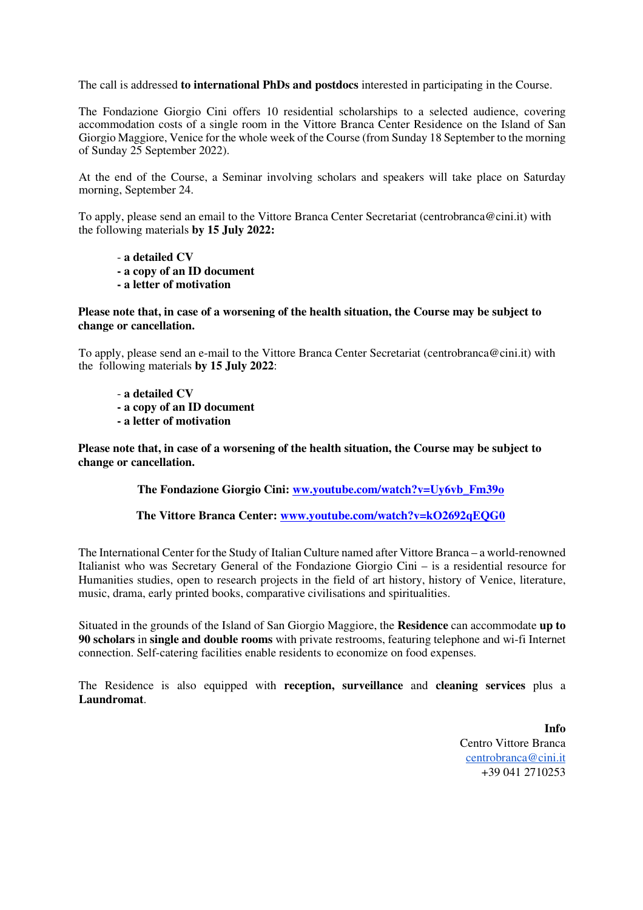The call is addressed **to international PhDs and postdocs** interested in participating in the Course.

The Fondazione Giorgio Cini offers 10 residential scholarships to a selected audience, covering accommodation costs of a single room in the Vittore Branca Center Residence on the Island of San Giorgio Maggiore, Venice for the whole week of the Course (from Sunday 18 September to the morning of Sunday 25 September 2022).

At the end of the Course, a Seminar involving scholars and speakers will take place on Saturday morning, September 24.

To apply, please send an email to the Vittore Branca Center Secretariat (centrobranca@cini.it) with the following materials **by 15 July 2022:**

- **a detailed CV**
- **a copy of an ID document**
- **a letter of motivation**

**Please note that, in case of a worsening of the health situation, the Course may be subject to change or cancellation.**

To apply, please send an e-mail to the Vittore Branca Center Secretariat (centrobranca@cini.it) with the following materials **by 15 July 2022**:

- **a detailed CV**
- **a copy of an ID document**
- **a letter of motivation**

**Please note that, in case of a worsening of the health situation, the Course may be subject to change or cancellation.**

**The Fondazione Giorgio Cini: [ww.youtube.com/watch?v=Uy6vb_Fm39o](ww.youtube.com/watch?v=Uy6vb_Fm39o)**

**The Vittore Branca Center: [www.youtube.com/watch?v=kO2692qEQG0](www.youtube.com/watch?v=kO2692qEQG0)**

The International Center for the Study of Italian Culture named after Vittore Branca – a world-renowned Italianist who was Secretary General of the Fondazione Giorgio Cini – is a residential resource for Humanities studies, open to research projects in the field of art history, history of Venice, literature, music, drama, early printed books, comparative civilisations and spiritualities.

Situated in the grounds of the Island of San Giorgio Maggiore, the **Residence** can accommodate **up to 90 scholars** in **single and double rooms** with private restrooms, featuring telephone and wi-fi Internet connection. Self-catering facilities enable residents to economize on food expenses.

The Residence is also equipped with **reception, surveillance** and **cleaning services** plus a **Laundromat**.

**Info**
Centro Vittore Branca
[centrobranca@cini.it](mailto:centrobranca@cini.it)
+39 041 2710253